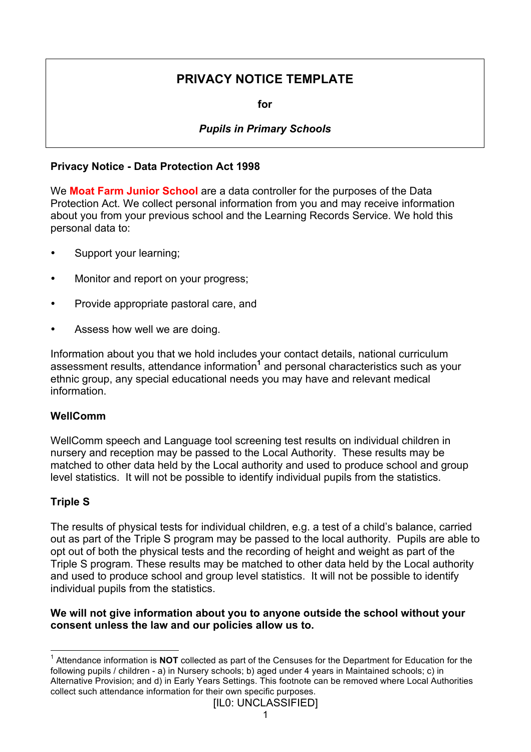# PRIVACY NOTICE TEMPLATE

**for**

***Pupils in Primary Schools***

**Privacy Notice - Data Protection Act 1998**

We **Moat Farm Junior School** are a data controller for the purposes of the Data Protection Act. We collect personal information from you and may receive information about you from your previous school and the Learning Records Service. We hold this personal data to:

- Support your learning;
- Monitor and report on your progress;
- Provide appropriate pastoral care, and
- Assess how well we are doing.

Information about you that we hold includes your contact details, national curriculum assessment results, attendance information[1] and personal characteristics such as your ethnic group, any special educational needs you may have and relevant medical information.

**WellComm**

WellComm speech and Language tool screening test results on individual children in nursery and reception may be passed to the Local Authority. These results may be matched to other data held by the Local authority and used to produce school and group level statistics. It will not be possible to identify individual pupils from the statistics.

**Triple S**

The results of physical tests for individual children, e.g. a test of a child's balance, carried out as part of the Triple S program may be passed to the local authority. Pupils are able to opt out of both the physical tests and the recording of height and weight as part of the Triple S program. These results may be matched to other data held by the Local authority and used to produce school and group level statistics. It will not be possible to identify individual pupils from the statistics.

**We will not give information about you to anyone outside the school without your consent unless the law and our policies allow us to.**

[1] Attendance information is **NOT** collected as part of the Censuses for the Department for Education for the following pupils / children - a) in Nursery schools; b) aged under 4 years in Maintained schools; c) in Alternative Provision; and d) in Early Years Settings. This footnote can be removed where Local Authorities collect such attendance information for their own specific purposes.

[IL0: UNCLASSIFIED]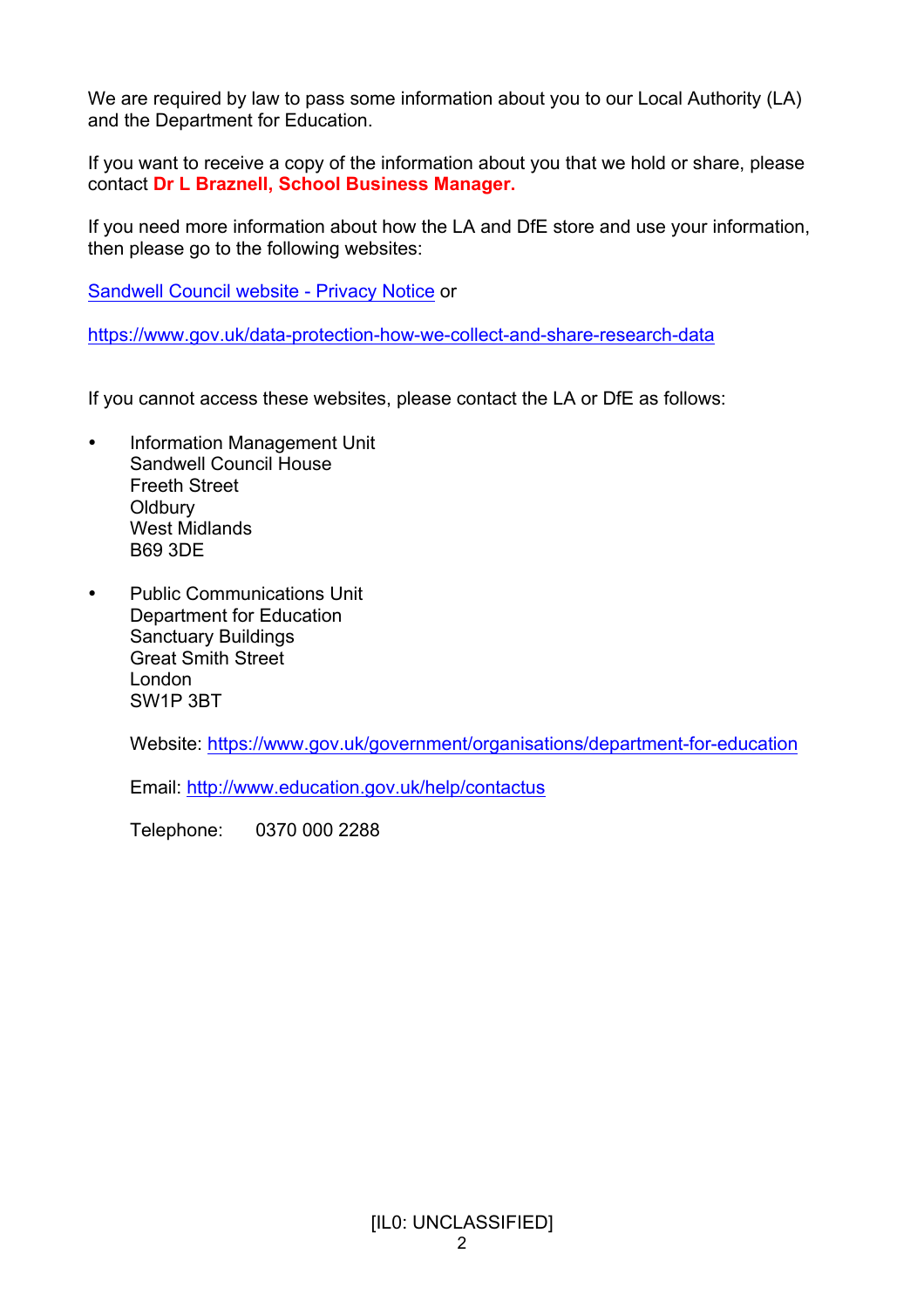We are required by law to pass some information about you to our Local Authority (LA) and the Department for Education.

If you want to receive a copy of the information about you that we hold or share, please contact **Dr L Braznell, School Business Manager.**

If you need more information about how the LA and DfE store and use your information, then please go to the following websites:

[Sandwell Council website - Privacy Notice]() or

https://www.gov.uk/data-protection-how-we-collect-and-share-research-data

If you cannot access these websites, please contact the LA or DfE as follows:

- Information Management Unit
  Sandwell Council House
  Freeth Street
  Oldbury
  West Midlands
  B69 3DE

- Public Communications Unit
  Department for Education
  Sanctuary Buildings
  Great Smith Street
  London
  SW1P 3BT

  Website: https://www.gov.uk/government/organisations/department-for-education

  Email: http://www.education.gov.uk/help/contactus

  Telephone: 0370 000 2288

[IL0: UNCLASSIFIED]